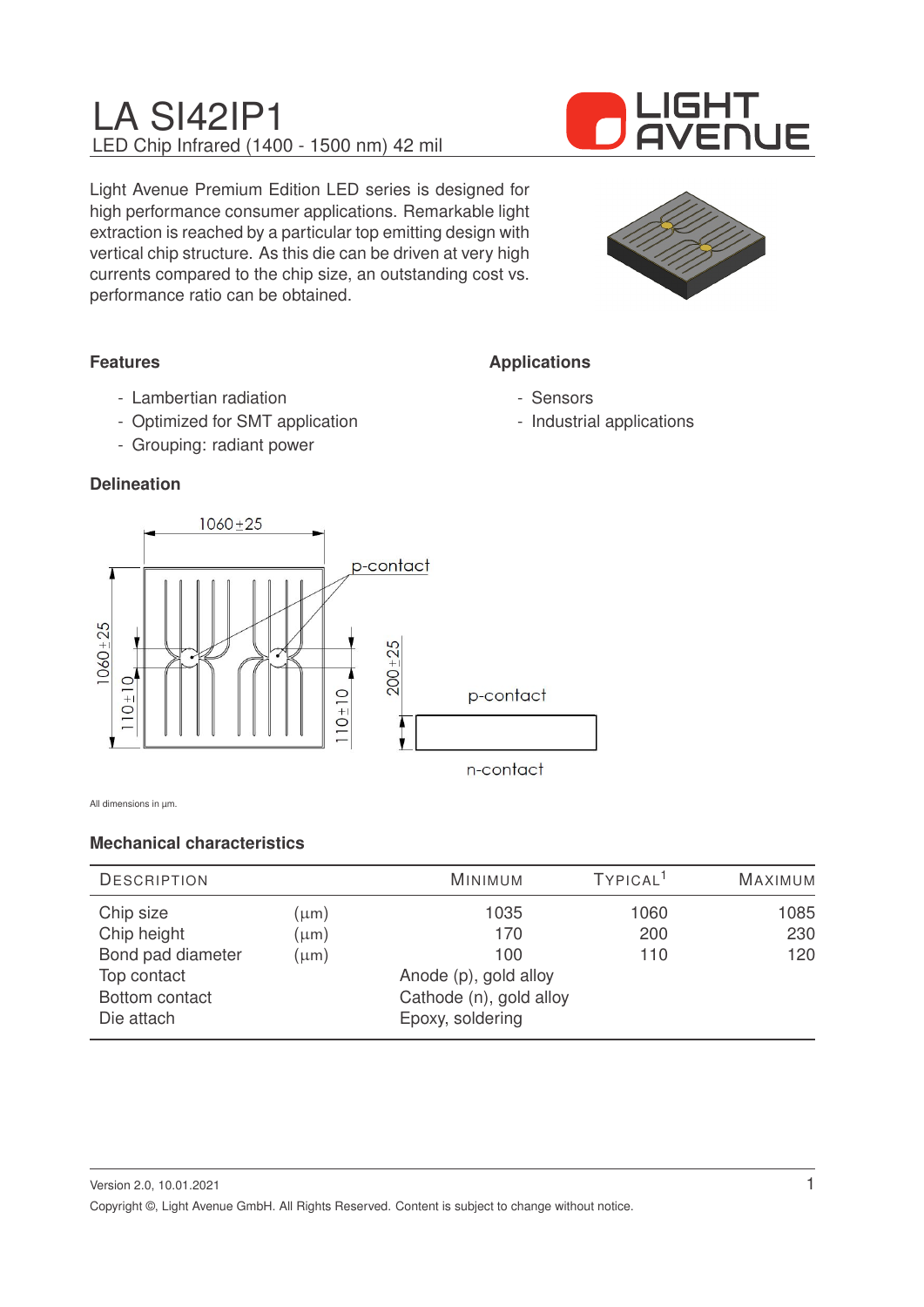# LA SI42IP1

LED Chip Infrared (1400 - 1500 nm) 42 mil

Light Avenue Premium Edition LED series is designed for high performance consumer applications. Remarkable light extraction is reached by a particular top emitting design with vertical chip structure. As this die can be driven at very high currents compared to the chip size, an outstanding cost vs. performance ratio can be obtained.

### Features

- Lambertian radiation
- Optimized for SMT application
- Grouping: radiant power

### Applications

- Sensors
- Industrial applications

### Delineation

All dimensions in µm.

### Mechanical characteristics

| DESCRIPTION | | MINIMUM | TYPICAL[1] | MAXIMUM |
|---|---|---|---|---|
| Chip size | (µm) | 1035 | 1060 | 1085 |
| Chip height | (µm) | 170 | 200 | 230 |
| Bond pad diameter | (µm) | 100 | 110 | 120 |
| Top contact | | Anode (p), gold alloy | | |
| Bottom contact | | Cathode (n), gold alloy | | |
| Die attach | | Epoxy, soldering | | |

Version 2.0, 10.01.2021

Copyright ©, Light Avenue GmbH. All Rights Reserved. Content is subject to change without notice.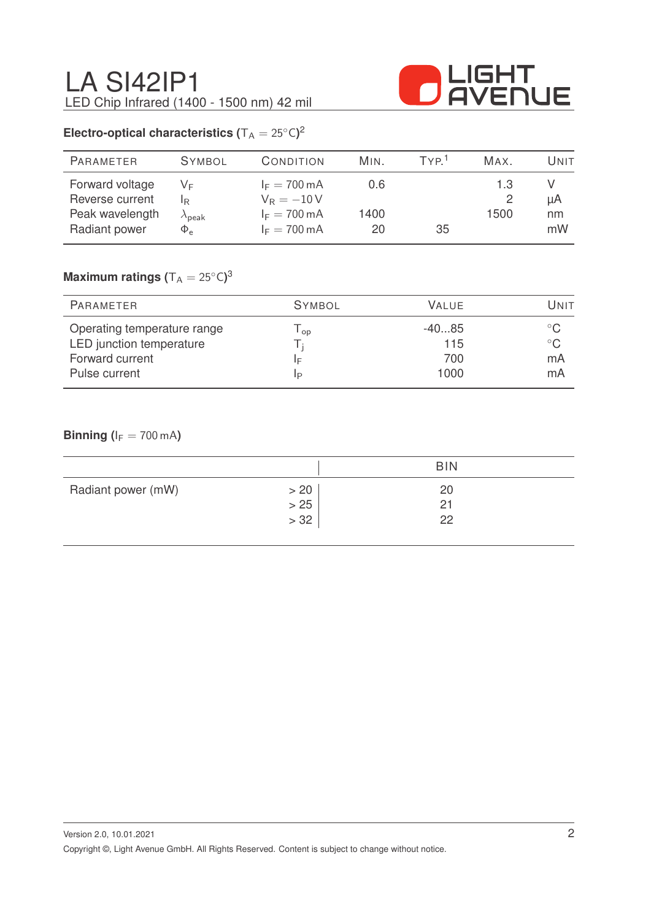# LA SI42IP1

LED Chip Infrared (1400 - 1500 nm) 42 mil

### Electro-optical characteristics ($T_A = 25°C$)[2]

| Parameter | Symbol | Condition | Min. | Typ.[1] | Max. | Unit |
|---|---|---|---|---|---|---|
| Forward voltage | $V_F$ | $I_F = 700$ mA | 0.6 | | 1.3 | V |
| Reverse current | $I_R$ | $V_R = -10$ V | | | 2 | µA |
| Peak wavelength | $\lambda_{peak}$ | $I_F = 700$ mA | 1400 | | 1500 | nm |
| Radiant power | $\Phi_e$ | $I_F = 700$ mA | 20 | 35 | | mW |

### Maximum ratings ($T_A = 25°C$)[3]

| Parameter | Symbol | Value | Unit |
|---|---|---|---|
| Operating temperature range | $T_{op}$ | -40...85 | °C |
| LED junction temperature | $T_j$ | 115 | °C |
| Forward current | $I_F$ | 700 | mA |
| Pulse current | $I_P$ | 1000 | mA |

### Binning ($I_F = 700$ mA)

| | | BIN |
|---|---|---|
| Radiant power (mW) | > 20 | 20 |
| | > 25 | 21 |
| | > 32 | 22 |

Version 2.0, 10.01.2021

Copyright ©, Light Avenue GmbH. All Rights Reserved. Content is subject to change without notice.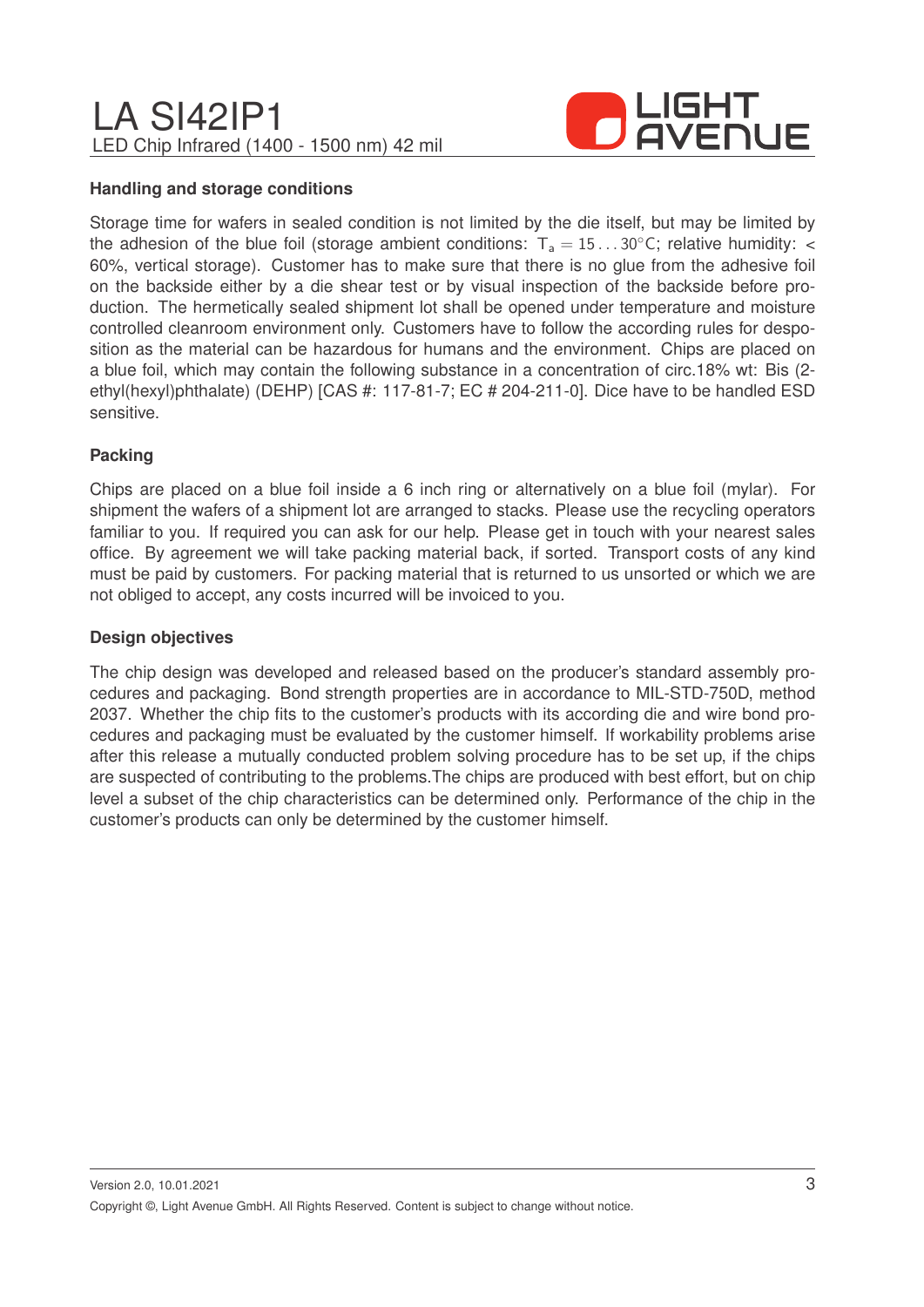## Handling and storage conditions

Storage time for wafers in sealed condition is not limited by the die itself, but may be limited by the adhesion of the blue foil (storage ambient conditions: $T_a = 15 \ldots 30°C$; relative humidity: < 60%, vertical storage). Customer has to make sure that there is no glue from the adhesive foil on the backside either by a die shear test or by visual inspection of the backside before production. The hermetically sealed shipment lot shall be opened under temperature and moisture controlled cleanroom environment only. Customers have to follow the according rules for desposition as the material can be hazardous for humans and the environment. Chips are placed on a blue foil, which may contain the following substance in a concentration of circ.18% wt: Bis (2-ethyl(hexyl)phthalate) (DEHP) [CAS #: 117-81-7; EC # 204-211-0]. Dice have to be handled ESD sensitive.

## Packing

Chips are placed on a blue foil inside a 6 inch ring or alternatively on a blue foil (mylar). For shipment the wafers of a shipment lot are arranged to stacks. Please use the recycling operators familiar to you. If required you can ask for our help. Please get in touch with your nearest sales office. By agreement we will take packing material back, if sorted. Transport costs of any kind must be paid by customers. For packing material that is returned to us unsorted or which we are not obliged to accept, any costs incurred will be invoiced to you.

## Design objectives

The chip design was developed and released based on the producer's standard assembly procedures and packaging. Bond strength properties are in accordance to MIL-STD-750D, method 2037. Whether the chip fits to the customer's products with its according die and wire bond procedures and packaging must be evaluated by the customer himself. If workability problems arise after this release a mutually conducted problem solving procedure has to be set up, if the chips are suspected of contributing to the problems.The chips are produced with best effort, but on chip level a subset of the chip characteristics can be determined only. Performance of the chip in the customer's products can only be determined by the customer himself.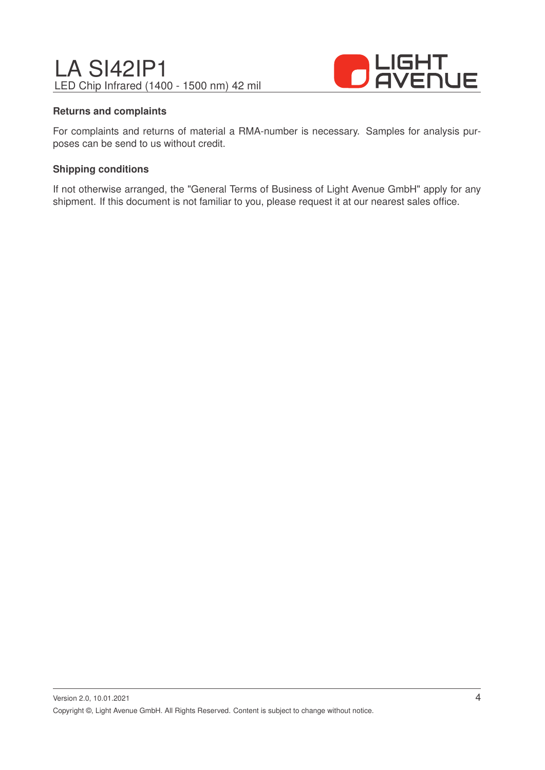#### Returns and complaints

For complaints and returns of material a RMA-number is necessary. Samples for analysis purposes can be send to us without credit.

#### Shipping conditions

If not otherwise arranged, the "General Terms of Business of Light Avenue GmbH" apply for any shipment. If this document is not familiar to you, please request it at our nearest sales office.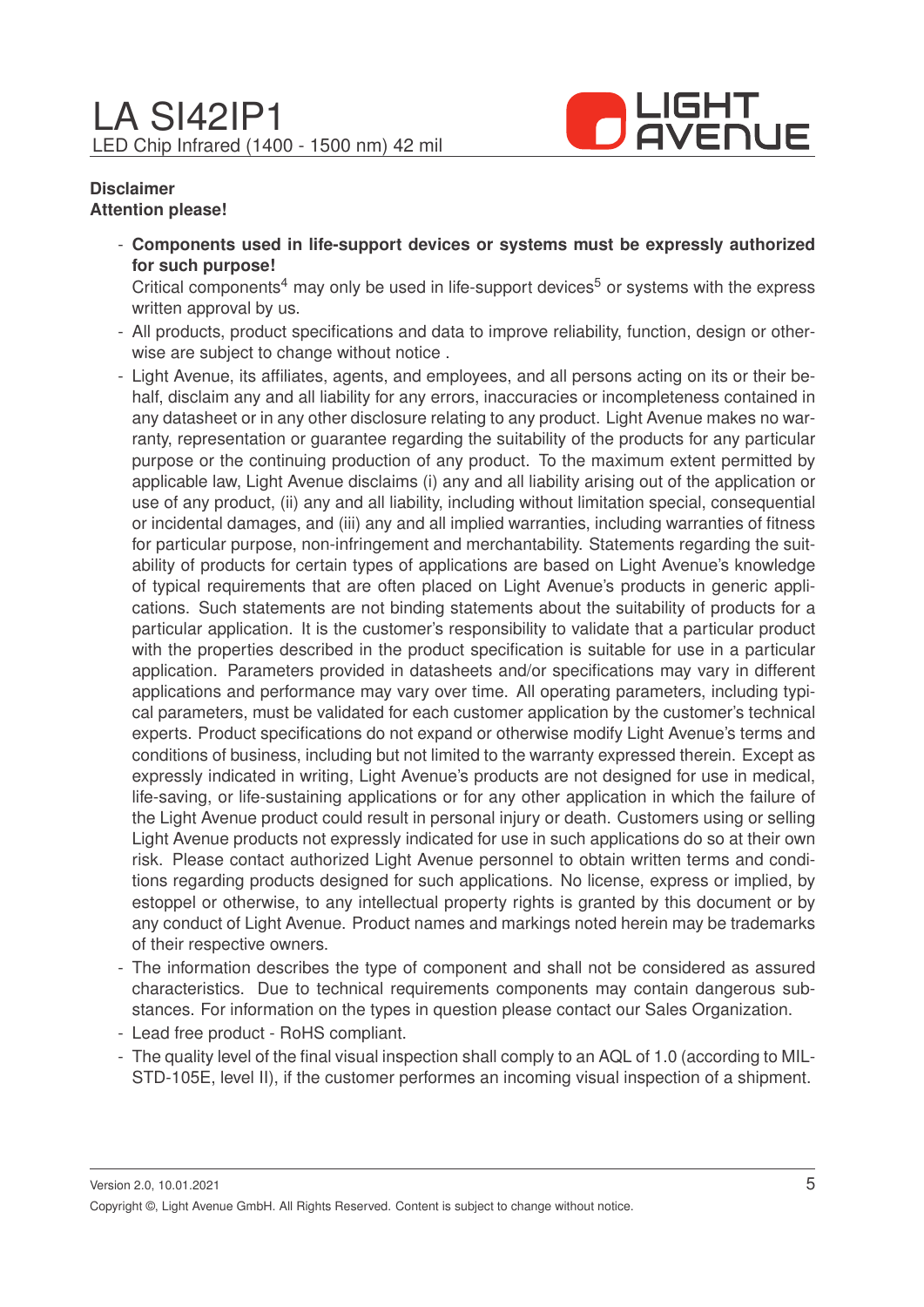**Disclaimer**

**Attention please!**

- **Components used in life-support devices or systems must be expressly authorized for such purpose!**
  Critical components[4] may only be used in life-support devices[5] or systems with the express written approval by us.
- All products, product specifications and data to improve reliability, function, design or otherwise are subject to change without notice .
- Light Avenue, its affiliates, agents, and employees, and all persons acting on its or their behalf, disclaim any and all liability for any errors, inaccuracies or incompleteness contained in any datasheet or in any other disclosure relating to any product. Light Avenue makes no warranty, representation or guarantee regarding the suitability of the products for any particular purpose or the continuing production of any product. To the maximum extent permitted by applicable law, Light Avenue disclaims (i) any and all liability arising out of the application or use of any product, (ii) any and all liability, including without limitation special, consequential or incidental damages, and (iii) any and all implied warranties, including warranties of fitness for particular purpose, non-infringement and merchantability. Statements regarding the suitability of products for certain types of applications are based on Light Avenue's knowledge of typical requirements that are often placed on Light Avenue's products in generic applications. Such statements are not binding statements about the suitability of products for a particular application. It is the customer's responsibility to validate that a particular product with the properties described in the product specification is suitable for use in a particular application. Parameters provided in datasheets and/or specifications may vary in different applications and performance may vary over time. All operating parameters, including typical parameters, must be validated for each customer application by the customer's technical experts. Product specifications do not expand or otherwise modify Light Avenue's terms and conditions of business, including but not limited to the warranty expressed therein. Except as expressly indicated in writing, Light Avenue's products are not designed for use in medical, life-saving, or life-sustaining applications or for any other application in which the failure of the Light Avenue product could result in personal injury or death. Customers using or selling Light Avenue products not expressly indicated for use in such applications do so at their own risk. Please contact authorized Light Avenue personnel to obtain written terms and conditions regarding products designed for such applications. No license, express or implied, by estoppel or otherwise, to any intellectual property rights is granted by this document or by any conduct of Light Avenue. Product names and markings noted herein may be trademarks of their respective owners.
- The information describes the type of component and shall not be considered as assured characteristics. Due to technical requirements components may contain dangerous substances. For information on the types in question please contact our Sales Organization.
- Lead free product - RoHS compliant.
- The quality level of the final visual inspection shall comply to an AQL of 1.0 (according to MIL-STD-105E, level II), if the customer performes an incoming visual inspection of a shipment.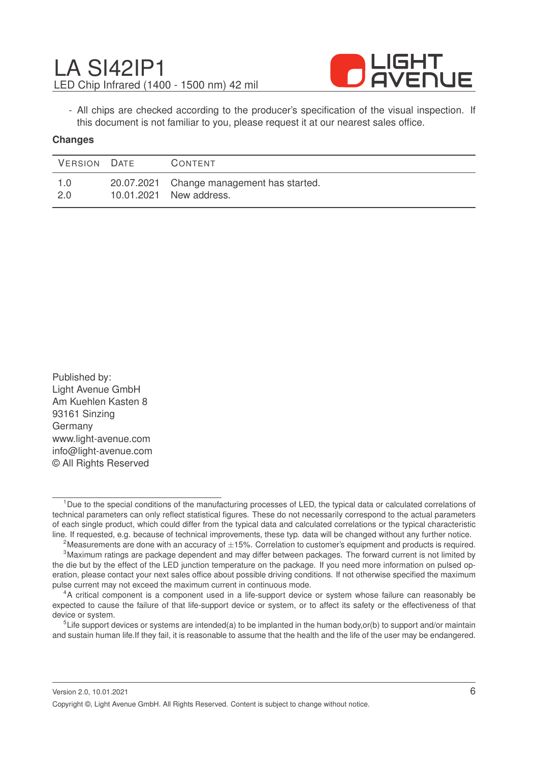- All chips are checked according to the producer's specification of the visual inspection. If this document is not familiar to you, please request it at our nearest sales office.

**Changes**

| VERSION | DATE | CONTENT |
|---|---|---|
| 1.0 | 20.07.2021 | Change management has started. |
| 2.0 | 10.01.2021 | New address. |

Published by:
Light Avenue GmbH
Am Kuehlen Kasten 8
93161 Sinzing
Germany
www.light-avenue.com
info@light-avenue.com
© All Rights Reserved

[1] Due to the special conditions of the manufacturing processes of LED, the typical data or calculated correlations of technical parameters can only reflect statistical figures. These do not necessarily correspond to the actual parameters of each single product, which could differ from the typical data and calculated correlations or the typical characteristic line. If requested, e.g. because of technical improvements, these typ. data will be changed without any further notice.

[2] Measurements are done with an accuracy of $\pm 15\%$. Correlation to customer's equipment and products is required.

[3] Maximum ratings are package dependent and may differ between packages. The forward current is not limited by the die but by the effect of the LED junction temperature on the package. If you need more information on pulsed operation, please contact your next sales office about possible driving conditions. If not otherwise specified the maximum pulse current may not exceed the maximum current in continuous mode.

[4] A critical component is a component used in a life-support device or system whose failure can reasonably be expected to cause the failure of that life-support device or system, or to affect its safety or the effectiveness of that device or system.

[5] Life support devices or systems are intended(a) to be implanted in the human body,or(b) to support and/or maintain and sustain human life.If they fail, it is reasonable to assume that the health and the life of the user may be endangered.